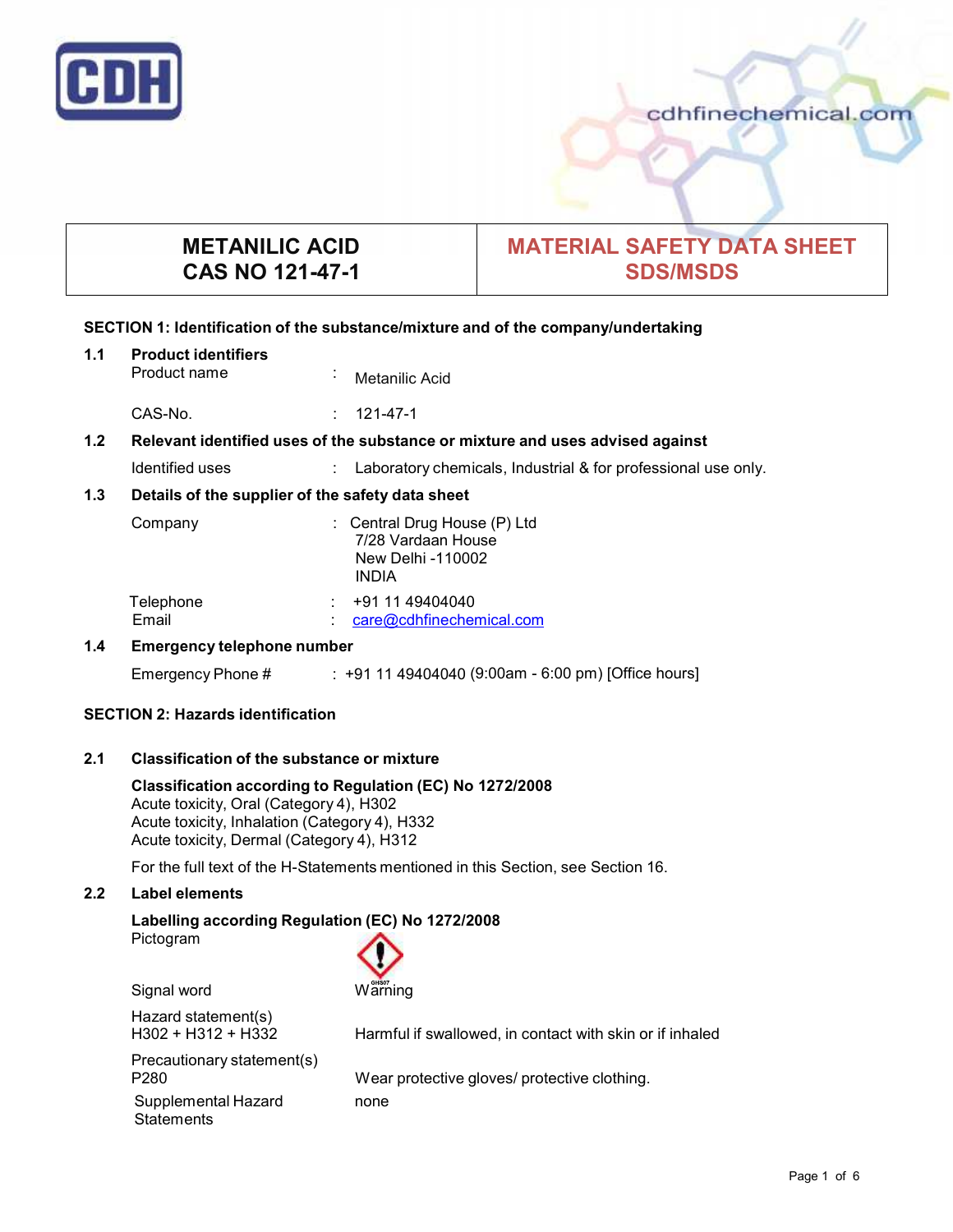# METANILIC ACID
# CAS NO 121-47-1

# MATERIAL SAFETY DATA SHEET SDS/MSDS

## SECTION 1: Identification of the substance/mixture and of the company/undertaking

**1.1 Product identifiers**

Product name : Metanilic Acid

CAS-No. : 121-47-1

**1.2 Relevant identified uses of the substance or mixture and uses advised against**

Identified uses : Laboratory chemicals, Industrial & for professional use only.

**1.3 Details of the supplier of the safety data sheet**

Company : Central Drug House (P) Ltd
7/28 Vardaan House
New Delhi -110002
INDIA

Telephone : +91 11 49404040
Email : care@cdhfinechemical.com

**1.4 Emergency telephone number**

Emergency Phone # : +91 11 49404040 (9:00am - 6:00 pm) [Office hours]

## SECTION 2: Hazards identification

**2.1 Classification of the substance or mixture**

**Classification according to Regulation (EC) No 1272/2008**
Acute toxicity, Oral (Category 4), H302
Acute toxicity, Inhalation (Category 4), H332
Acute toxicity, Dermal (Category 4), H312

For the full text of the H-Statements mentioned in this Section, see Section 16.

**2.2 Label elements**

**Labelling according Regulation (EC) No 1272/2008**
Pictogram

GHS07

Signal word Warning

Hazard statement(s)
H302 + H312 + H332 Harmful if swallowed, in contact with skin or if inhaled

Precautionary statement(s)
P280 Wear protective gloves/ protective clothing.

Supplemental Hazard Statements none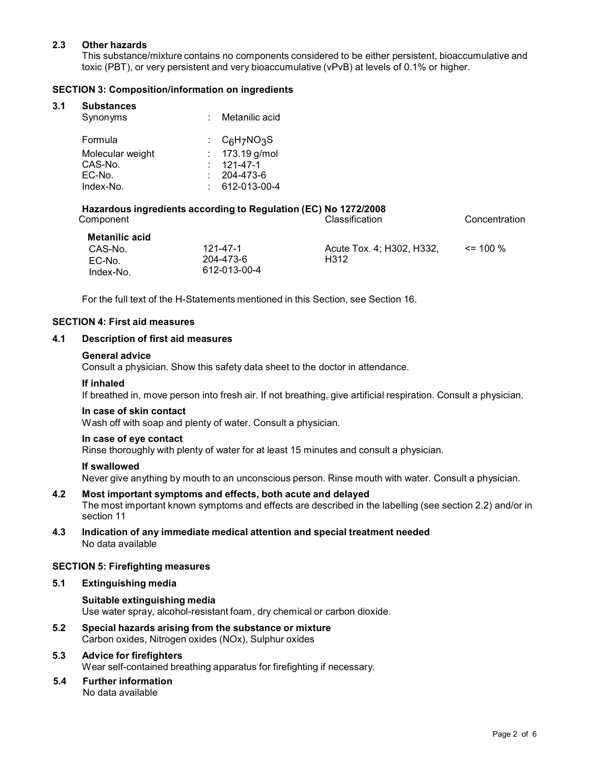## 2.3 Other hazards

This substance/mixture contains no components considered to be either persistent, bioaccumulative and toxic (PBT), or very persistent and very bioaccumulative (vPvB) at levels of 0.1% or higher.

## SECTION 3: Composition/information on ingredients

### 3.1 Substances

| | | |
|---|---|---|
| Synonyms | : | Metanilic acid |
| Formula | : | $C_6H_7NO_3S$ |
| Molecular weight | : | 173.19 g/mol |
| CAS-No. | : | 121-47-1 |
| EC-No. | : | 204-473-6 |
| Index-No. | : | 612-013-00-4 |

**Hazardous ingredients according to Regulation (EC) No 1272/2008**

| Component | | Classification | Concentration |
|---|---|---|---|
| **Metanilic acid** | | | |
| CAS-No.<br>EC-No.<br>Index-No. | 121-47-1<br>204-473-6<br>612-013-00-4 | Acute Tox. 4; H302, H332, H312 | <= 100 % |

For the full text of the H-Statements mentioned in this Section, see Section 16.

## SECTION 4: First aid measures

### 4.1 Description of first aid measures

**General advice**

Consult a physician. Show this safety data sheet to the doctor in attendance.

**If inhaled**

If breathed in, move person into fresh air. If not breathing, give artificial respiration. Consult a physician.

**In case of skin contact**

Wash off with soap and plenty of water. Consult a physician.

**In case of eye contact**

Rinse thoroughly with plenty of water for at least 15 minutes and consult a physician.

**If swallowed**

Never give anything by mouth to an unconscious person. Rinse mouth with water. Consult a physician.

### 4.2 Most important symptoms and effects, both acute and delayed

The most important known symptoms and effects are described in the labelling (see section 2.2) and/or in section 11

### 4.3 Indication of any immediate medical attention and special treatment needed

No data available

## SECTION 5: Firefighting measures

### 5.1 Extinguishing media

**Suitable extinguishing media**

Use water spray, alcohol-resistant foam, dry chemical or carbon dioxide.

### 5.2 Special hazards arising from the substance or mixture

Carbon oxides, Nitrogen oxides (NOx), Sulphur oxides

### 5.3 Advice for firefighters

Wear self-contained breathing apparatus for firefighting if necessary.

### 5.4 Further information

No data available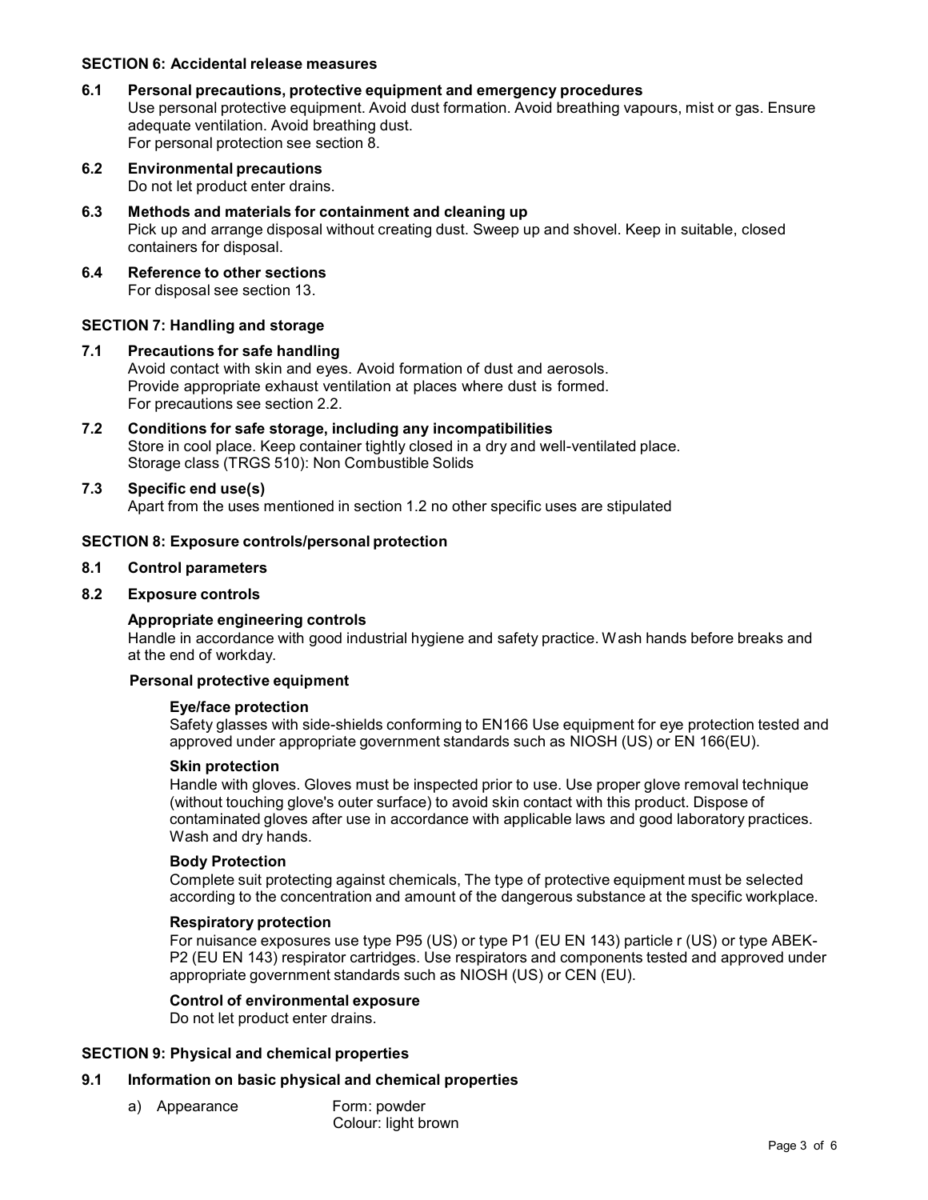## SECTION 6: Accidental release measures

### 6.1 Personal precautions, protective equipment and emergency procedures

Use personal protective equipment. Avoid dust formation. Avoid breathing vapours, mist or gas. Ensure adequate ventilation. Avoid breathing dust.
For personal protection see section 8.

### 6.2 Environmental precautions

Do not let product enter drains.

### 6.3 Methods and materials for containment and cleaning up

Pick up and arrange disposal without creating dust. Sweep up and shovel. Keep in suitable, closed containers for disposal.

### 6.4 Reference to other sections

For disposal see section 13.

## SECTION 7: Handling and storage

### 7.1 Precautions for safe handling

Avoid contact with skin and eyes. Avoid formation of dust and aerosols.
Provide appropriate exhaust ventilation at places where dust is formed.
For precautions see section 2.2.

### 7.2 Conditions for safe storage, including any incompatibilities

Store in cool place. Keep container tightly closed in a dry and well-ventilated place.
Storage class (TRGS 510): Non Combustible Solids

### 7.3 Specific end use(s)

Apart from the uses mentioned in section 1.2 no other specific uses are stipulated

## SECTION 8: Exposure controls/personal protection

### 8.1 Control parameters

### 8.2 Exposure controls

**Appropriate engineering controls**

Handle in accordance with good industrial hygiene and safety practice. Wash hands before breaks and at the end of workday.

**Personal protective equipment**

**Eye/face protection**

Safety glasses with side-shields conforming to EN166 Use equipment for eye protection tested and approved under appropriate government standards such as NIOSH (US) or EN 166(EU).

**Skin protection**

Handle with gloves. Gloves must be inspected prior to use. Use proper glove removal technique (without touching glove's outer surface) to avoid skin contact with this product. Dispose of contaminated gloves after use in accordance with applicable laws and good laboratory practices. Wash and dry hands.

**Body Protection**

Complete suit protecting against chemicals, The type of protective equipment must be selected according to the concentration and amount of the dangerous substance at the specific workplace.

**Respiratory protection**

For nuisance exposures use type P95 (US) or type P1 (EU EN 143) particle r (US) or type ABEK-P2 (EU EN 143) respirator cartridges. Use respirators and components tested and approved under appropriate government standards such as NIOSH (US) or CEN (EU).

**Control of environmental exposure**

Do not let product enter drains.

## SECTION 9: Physical and chemical properties

### 9.1 Information on basic physical and chemical properties

a) Appearance — Form: powder
Colour: light brown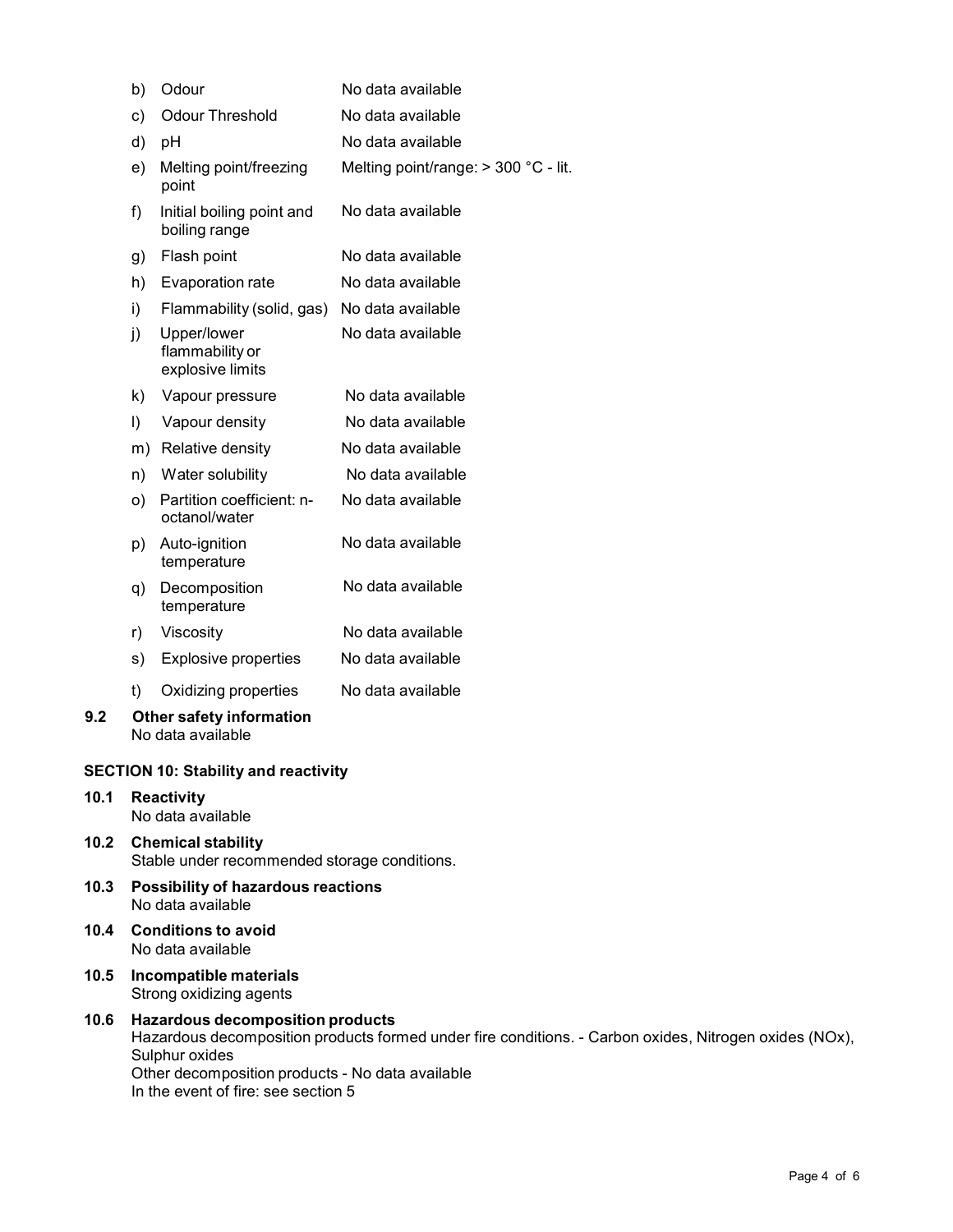| | | |
|---|---|---|
| b) | Odour | No data available |
| c) | Odour Threshold | No data available |
| d) | pH | No data available |
| e) | Melting point/freezing point | Melting point/range: > 300 °C - lit. |
| f) | Initial boiling point and boiling range | No data available |
| g) | Flash point | No data available |
| h) | Evaporation rate | No data available |
| i) | Flammability (solid, gas) | No data available |
| j) | Upper/lower flammability or explosive limits | No data available |
| k) | Vapour pressure | No data available |
| l) | Vapour density | No data available |
| m) | Relative density | No data available |
| n) | Water solubility | No data available |
| o) | Partition coefficient: n-octanol/water | No data available |
| p) | Auto-ignition temperature | No data available |
| q) | Decomposition temperature | No data available |
| r) | Viscosity | No data available |
| s) | Explosive properties | No data available |
| t) | Oxidizing properties | No data available |

**9.2 Other safety information**
No data available

## SECTION 10: Stability and reactivity

**10.1 Reactivity**
No data available

**10.2 Chemical stability**
Stable under recommended storage conditions.

**10.3 Possibility of hazardous reactions**
No data available

**10.4 Conditions to avoid**
No data available

**10.5 Incompatible materials**
Strong oxidizing agents

**10.6 Hazardous decomposition products**
Hazardous decomposition products formed under fire conditions. - Carbon oxides, Nitrogen oxides (NOx), Sulphur oxides
Other decomposition products - No data available
In the event of fire: see section 5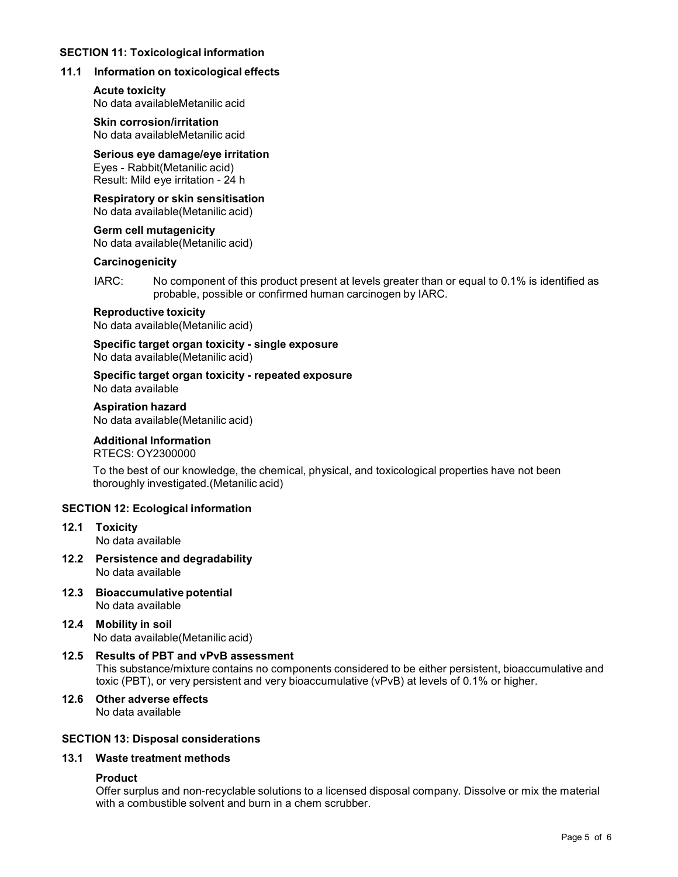## SECTION 11: Toxicological information

### 11.1 Information on toxicological effects

**Acute toxicity**
No data availableMetanilic acid

**Skin corrosion/irritation**
No data availableMetanilic acid

**Serious eye damage/eye irritation**
Eyes - Rabbit(Metanilic acid)
Result: Mild eye irritation - 24 h

**Respiratory or skin sensitisation**
No data available(Metanilic acid)

**Germ cell mutagenicity**
No data available(Metanilic acid)

**Carcinogenicity**

IARC: No component of this product present at levels greater than or equal to 0.1% is identified as probable, possible or confirmed human carcinogen by IARC.

**Reproductive toxicity**
No data available(Metanilic acid)

**Specific target organ toxicity - single exposure**
No data available(Metanilic acid)

**Specific target organ toxicity - repeated exposure**
No data available

**Aspiration hazard**
No data available(Metanilic acid)

**Additional Information**
RTECS: OY2300000

To the best of our knowledge, the chemical, physical, and toxicological properties have not been thoroughly investigated.(Metanilic acid)

## SECTION 12: Ecological information

### 12.1 Toxicity
No data available

### 12.2 Persistence and degradability
No data available

### 12.3 Bioaccumulative potential
No data available

### 12.4 Mobility in soil
No data available(Metanilic acid)

### 12.5 Results of PBT and vPvB assessment
This substance/mixture contains no components considered to be either persistent, bioaccumulative and toxic (PBT), or very persistent and very bioaccumulative (vPvB) at levels of 0.1% or higher.

### 12.6 Other adverse effects
No data available

## SECTION 13: Disposal considerations

### 13.1 Waste treatment methods

**Product**
Offer surplus and non-recyclable solutions to a licensed disposal company. Dissolve or mix the material with a combustible solvent and burn in a chem scrubber.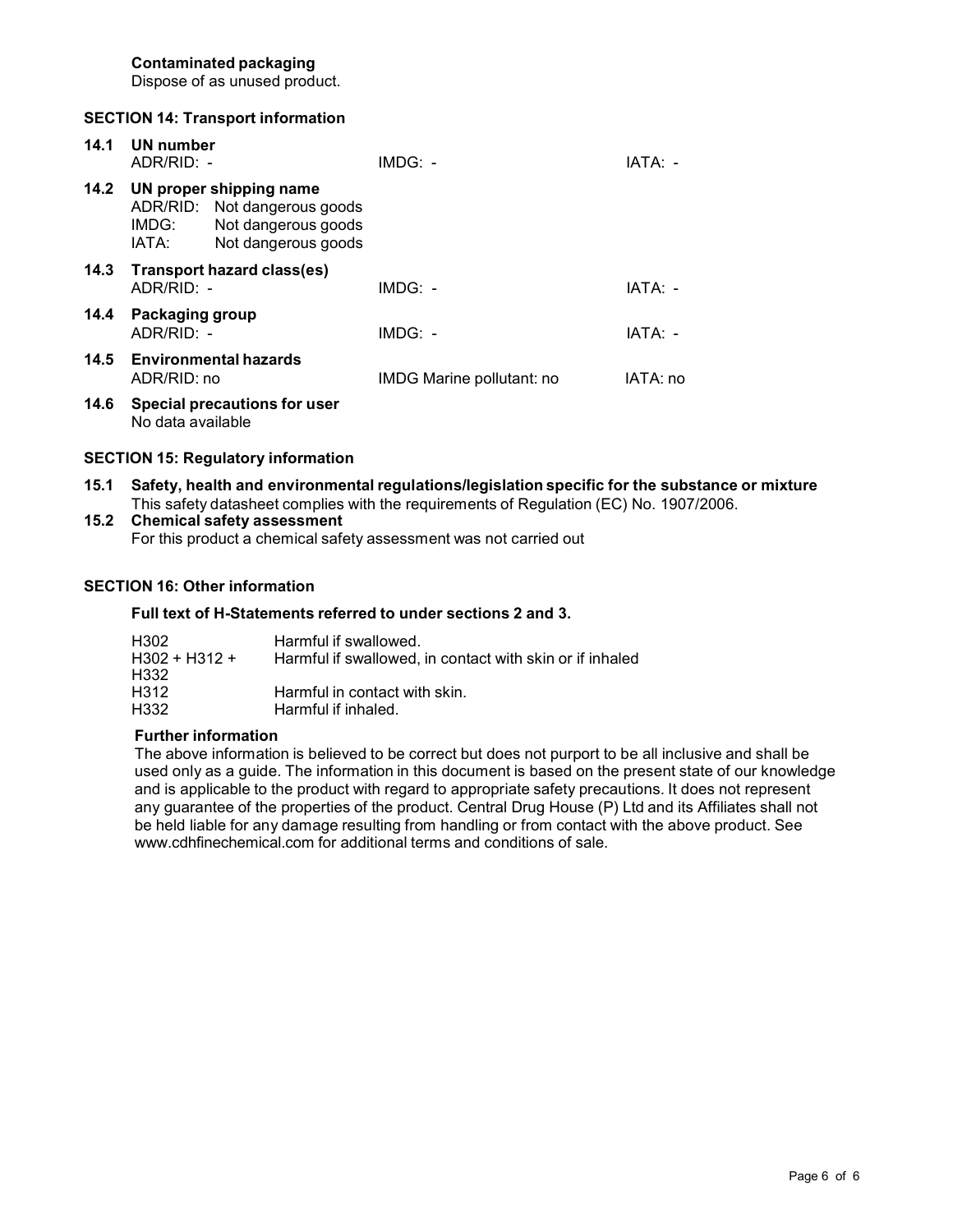**Contaminated packaging**

Dispose of as unused product.

## SECTION 14: Transport information

**14.1 UN number**

| | | |
|---|---|---|
| ADR/RID: - | IMDG: - | IATA: - |

**14.2 UN proper shipping name**

ADR/RID: Not dangerous goods
IMDG: Not dangerous goods
IATA: Not dangerous goods

**14.3 Transport hazard class(es)**

| | | |
|---|---|---|
| ADR/RID: - | IMDG: - | IATA: - |

**14.4 Packaging group**

| | | |
|---|---|---|
| ADR/RID: - | IMDG: - | IATA: - |

**14.5 Environmental hazards**

| | | |
|---|---|---|
| ADR/RID: no | IMDG Marine pollutant: no | IATA: no |

**14.6 Special precautions for user**

No data available

## SECTION 15: Regulatory information

**15.1 Safety, health and environmental regulations/legislation specific for the substance or mixture**

This safety datasheet complies with the requirements of Regulation (EC) No. 1907/2006.

**15.2 Chemical safety assessment**

For this product a chemical safety assessment was not carried out

## SECTION 16: Other information

**Full text of H-Statements referred to under sections 2 and 3.**

| | |
|---|---|
| H302 | Harmful if swallowed. |
| H302 + H312 + H332 | Harmful if swallowed, in contact with skin or if inhaled |
| H312 | Harmful in contact with skin. |
| H332 | Harmful if inhaled. |

**Further information**

The above information is believed to be correct but does not purport to be all inclusive and shall be used only as a guide. The information in this document is based on the present state of our knowledge and is applicable to the product with regard to appropriate safety precautions. It does not represent any guarantee of the properties of the product. Central Drug House (P) Ltd and its Affiliates shall not be held liable for any damage resulting from handling or from contact with the above product. See www.cdhfinechemical.com for additional terms and conditions of sale.